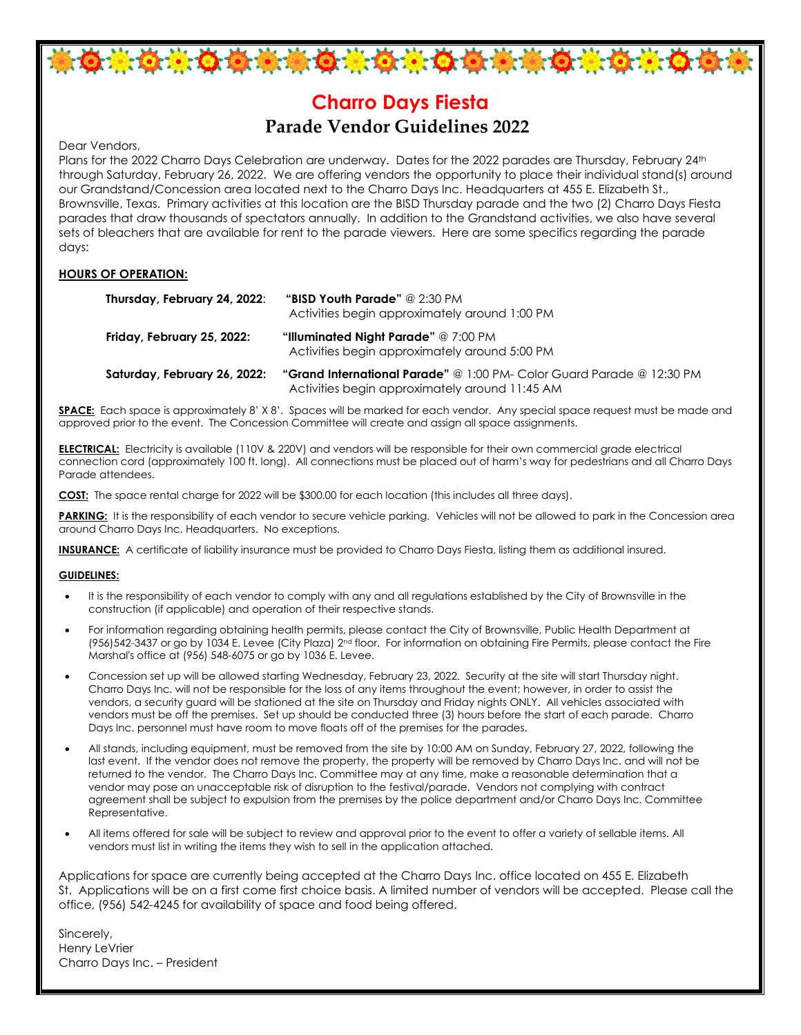// Charro Days Fiesta

## Parade Vendor Guidelines 2022

Dear Vendors,

Plans for the 2022 Charro Days Celebration are underway. Dates for the 2022 parades are Thursday, February 24th through Saturday, February 26, 2022. We are offering vendors the opportunity to place their individual stand(s) around our Grandstand/Concession area located next to the Charro Days Inc. Headquarters at 455 E. Elizabeth St., Brownsville, Texas. Primary activities at this location are the BISD Thursday parade and the two (2) Charro Days Fiesta parades that draw thousands of spectators annually. In addition to the Grandstand activities, we also have several sets of bleachers that are available for rent to the parade viewers. Here are some specifics regarding the parade days:

**HOURS OF OPERATION:**

| | |
|---|---|
| **Thursday, February 24, 2022**: | **"BISD Youth Parade"** @ 2:30 PM<br>Activities begin approximately around 1:00 PM |
| **Friday, February 25, 2022:** | **"Illuminated Night Parade"** @ 7:00 PM<br>Activities begin approximately around 5:00 PM |
| **Saturday, February 26, 2022:** | **"Grand International Parade"** @ 1:00 PM- Color Guard Parade @ 12:30 PM<br>Activities begin approximately around 11:45 AM |

**SPACE:** Each space is approximately 8' X 8'. Spaces will be marked for each vendor. Any special space request must be made and approved prior to the event. The Concession Committee will create and assign all space assignments.

**ELECTRICAL:** Electricity is available (110V & 220V) and vendors will be responsible for their own commercial grade electrical connection cord (approximately 100 ft. long). All connections must be placed out of harm's way for pedestrians and all Charro Days Parade attendees.

**COST:** The space rental charge for 2022 will be $300.00 for each location (this includes all three days).

**PARKING:** It is the responsibility of each vendor to secure vehicle parking. Vehicles will not be allowed to park in the Concession area around Charro Days Inc. Headquarters. No exceptions.

**INSURANCE:** A certificate of liability insurance must be provided to Charro Days Fiesta, listing them as additional insured.

**GUIDELINES:**

- It is the responsibility of each vendor to comply with any and all regulations established by the City of Brownsville in the construction (if applicable) and operation of their respective stands.
- For information regarding obtaining health permits, please contact the City of Brownsville, Public Health Department at (956)542-3437 or go by 1034 E. Levee (City Plaza) 2nd floor. For information on obtaining Fire Permits, please contact the Fire Marshal's office at (956) 548-6075 or go by 1036 E. Levee.
- Concession set up will be allowed starting Wednesday, February 23, 2022. Security at the site will start Thursday night. Charro Days Inc. will not be responsible for the loss of any items throughout the event; however, in order to assist the vendors, a security guard will be stationed at the site on Thursday and Friday nights ONLY. All vehicles associated with vendors must be off the premises. Set up should be conducted three (3) hours before the start of each parade. Charro Days Inc. personnel must have room to move floats off of the premises for the parades.
- All stands, including equipment, must be removed from the site by 10:00 AM on Sunday, February 27, 2022, following the last event. If the vendor does not remove the property, the property will be removed by Charro Days Inc. and will not be returned to the vendor. The Charro Days Inc. Committee may at any time, make a reasonable determination that a vendor may pose an unacceptable risk of disruption to the festival/parade. Vendors not complying with contract agreement shall be subject to expulsion from the premises by the police department and/or Charro Days Inc. Committee Representative.
- All items offered for sale will be subject to review and approval prior to the event to offer a variety of sellable items. All vendors must list in writing the items they wish to sell in the application attached.

Applications for space are currently being accepted at the Charro Days Inc. office located on 455 E. Elizabeth St. Applications will be on a first come first choice basis. A limited number of vendors will be accepted. Please call the office, (956) 542-4245 for availability of space and food being offered.

Sincerely,
Henry LeVrier
Charro Days Inc. – President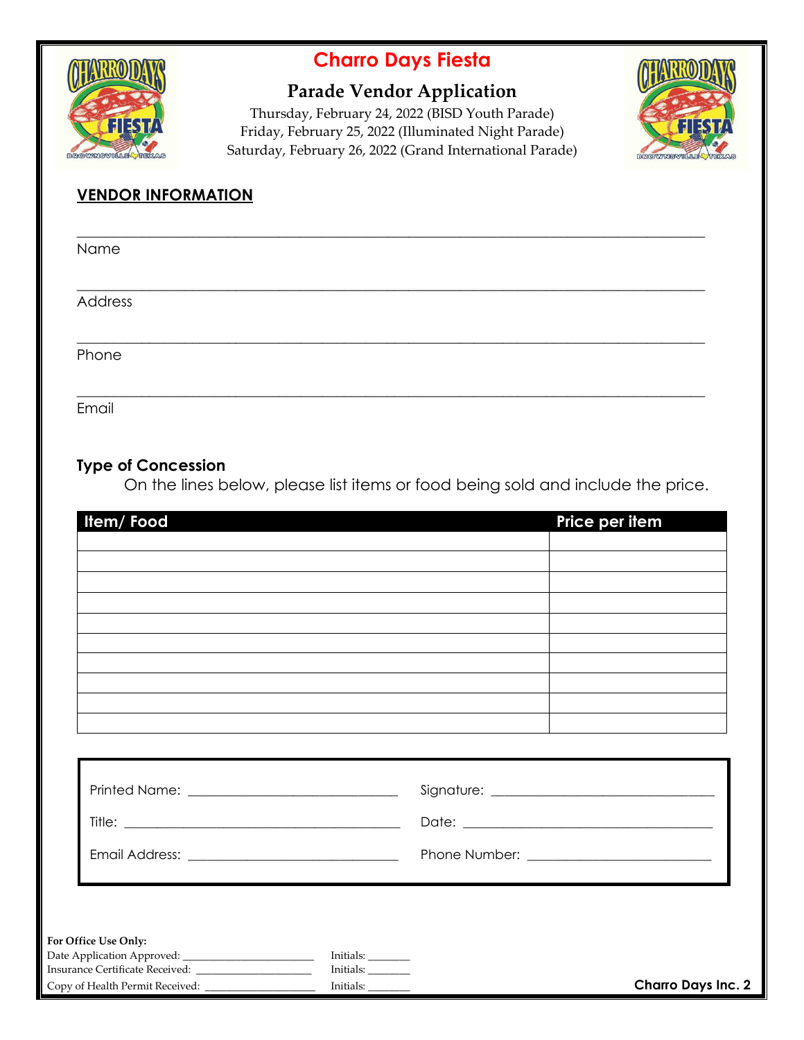# Charro Days Fiesta

## Parade Vendor Application

Thursday, February 24, 2022 (BISD Youth Parade)
Friday, February 25, 2022 (Illuminated Night Parade)
Saturday, February 26, 2022 (Grand International Parade)

**VENDOR INFORMATION**

_______________________________________________
Name

_______________________________________________
Address

_______________________________________________
Phone

_______________________________________________
Email

### Type of Concession

On the lines below, please list items or food being sold and include the price.

| Item/ Food | Price per item |
|---|---|
| | |
| | |
| | |
| | |
| | |
| | |
| | |
| | |
| | |
| | |

Printed Name: ______________________________ Signature: ______________________________

Title: ______________________________ Date: ______________________________

Email Address: ______________________________ Phone Number: ______________________________

**For Office Use Only:**

Date Application Approved: ____________________ Initials: ________

Insurance Certificate Received: ____________________ Initials: ________

Copy of Health Permit Received: ____________________ Initials: ________